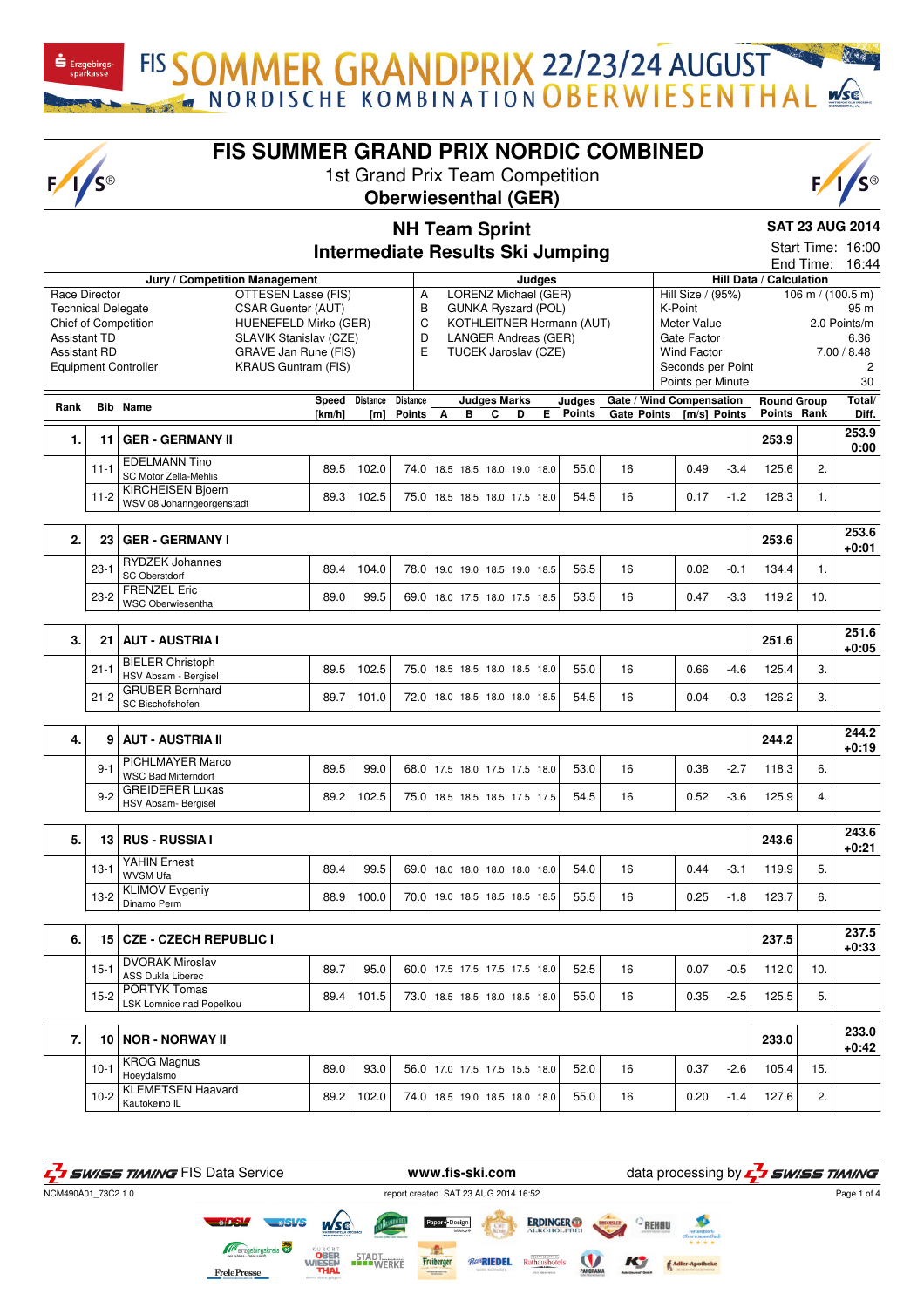FIS SOMMER GRANDPRIX 22/23/24 AUGUST
NORDISCHE KOMBINATION OBERWIESENTHAL

# FIS SUMMER GRAND PRIX NORDIC COMBINED

1st Grand Prix Team Competition

**Oberwiesenthal (GER)**

## NH Team Sprint
## Intermediate Results Ski Jumping

**SAT 23 AUG 2014**
Start Time: 16:00
End Time: 16:44

| Jury / Competition Management | | Judges | | Hill Data / Calculation | |
|---|---|---|---|---|---|
| Race Director | OTTESEN Lasse (FIS) | A | LORENZ Michael (GER) | Hill Size / (95%) | 106 m / (100.5 m) |
| Technical Delegate | CSAR Guenter (AUT) | B | GUNKA Ryszard (POL) | K-Point | 95 m |
| Chief of Competition | HUENEFELD Mirko (GER) | C | KOTHLEITNER Hermann (AUT) | Meter Value | 2.0 Points/m |
| Assistant TD | SLAVIK Stanislav (CZE) | D | LANGER Andreas (GER) | Gate Factor | 6.36 |
| Assistant RD | GRAVE Jan Rune (FIS) | E | TUCEK Jaroslav (CZE) | Wind Factor | 7.00 / 8.48 |
| Equipment Controller | KRAUS Guntram (FIS) | | | Seconds per Point | 2 |
| | | | | Points per Minute | 30 |

| Rank | Bib | Name | Speed [km/h] | Distance [m] | Distance Points | A | B | C | D | E | Judges Points | Gate | Gate Points | Wind [m/s] | Wind Points | Round Group Points | Round Group Rank | Total/ Diff. |
|---|---|---|---|---|---|---|---|---|---|---|---|---|---|---|---|---|---|---|
| 1. | 11 | **GER - GERMANY II** | | | | | | | | | | | | | | 253.9 | | 253.9 0:00 |
| | 11-1 | EDELMANN Tino<br>SC Motor Zella-Mehlis | 89.5 | 102.0 | 74.0 | 18.5 | 18.5 | 18.0 | 19.0 | 18.0 | 55.0 | 16 | | 0.49 | -3.4 | 125.6 | 2. | |
| | 11-2 | KIRCHEISEN Bjoern<br>WSV 08 Johanngeorgenstadt | 89.3 | 102.5 | 75.0 | 18.5 | 18.5 | 18.0 | 17.5 | 18.0 | 54.5 | 16 | | 0.17 | -1.2 | 128.3 | 1. | |
| 2. | 23 | **GER - GERMANY I** | | | | | | | | | | | | | | 253.6 | | 253.6 +0:01 |
| | 23-1 | RYDZEK Johannes<br>SC Oberstdorf | 89.4 | 104.0 | 78.0 | 19.0 | 19.0 | 18.5 | 19.0 | 18.5 | 56.5 | 16 | | 0.02 | -0.1 | 134.4 | 1. | |
| | 23-2 | FRENZEL Eric<br>WSC Oberwiesenthal | 89.0 | 99.5 | 69.0 | 18.0 | 17.5 | 18.0 | 17.5 | 18.5 | 53.5 | 16 | | 0.47 | -3.3 | 119.2 | 10. | |
| 3. | 21 | **AUT - AUSTRIA I** | | | | | | | | | | | | | | 251.6 | | 251.6 +0:05 |
| | 21-1 | BIELER Christoph<br>HSV Absam - Bergisel | 89.5 | 102.5 | 75.0 | 18.5 | 18.5 | 18.0 | 18.5 | 18.0 | 55.0 | 16 | | 0.66 | -4.6 | 125.4 | 3. | |
| | 21-2 | GRUBER Bernhard<br>SC Bischofshofen | 89.7 | 101.0 | 72.0 | 18.0 | 18.5 | 18.0 | 18.0 | 18.5 | 54.5 | 16 | | 0.04 | -0.3 | 126.2 | 3. | |
| 4. | 9 | **AUT - AUSTRIA II** | | | | | | | | | | | | | | 244.2 | | 244.2 +0:19 |
| | 9-1 | PICHLMAYER Marco<br>WSC Bad Mitterndorf | 89.5 | 99.0 | 68.0 | 17.5 | 18.0 | 17.5 | 17.5 | 18.0 | 53.0 | 16 | | 0.38 | -2.7 | 118.3 | 6. | |
| | 9-2 | GREIDERER Lukas<br>HSV Absam- Bergisel | 89.2 | 102.5 | 75.0 | 18.5 | 18.5 | 18.5 | 17.5 | 17.5 | 54.5 | 16 | | 0.52 | -3.6 | 125.9 | 4. | |
| 5. | 13 | **RUS - RUSSIA I** | | | | | | | | | | | | | | 243.6 | | 243.6 +0:21 |
| | 13-1 | YAHIN Ernest<br>WVSM Ufa | 89.4 | 99.5 | 69.0 | 18.0 | 18.0 | 18.0 | 18.0 | 18.0 | 54.0 | 16 | | 0.44 | -3.1 | 119.9 | 5. | |
| | 13-2 | KLIMOV Evgeniy<br>Dinamo Perm | 88.9 | 100.0 | 70.0 | 19.0 | 18.5 | 18.5 | 18.5 | 18.5 | 55.5 | 16 | | 0.25 | -1.8 | 123.7 | 6. | |
| 6. | 15 | **CZE - CZECH REPUBLIC I** | | | | | | | | | | | | | | 237.5 | | 237.5 +0:33 |
| | 15-1 | DVORAK Miroslav<br>ASS Dukla Liberec | 89.7 | 95.0 | 60.0 | 17.5 | 17.5 | 17.5 | 17.5 | 18.0 | 52.5 | 16 | | 0.07 | -0.5 | 112.0 | 10. | |
| | 15-2 | PORTYK Tomas<br>LSK Lomnice nad Popelkou | 89.4 | 101.5 | 73.0 | 18.5 | 18.5 | 18.0 | 18.5 | 18.0 | 55.0 | 16 | | 0.35 | -2.5 | 125.5 | 5. | |
| 7. | 10 | **NOR - NORWAY II** | | | | | | | | | | | | | | 233.0 | | 233.0 +0:42 |
| | 10-1 | KROG Magnus<br>Hoeydalsmo | 89.0 | 93.0 | 56.0 | 17.0 | 17.5 | 17.5 | 15.5 | 18.0 | 52.0 | 16 | | 0.37 | -2.6 | 105.4 | 15. | |
| | 10-2 | KLEMETSEN Haavard<br>Kautokeino IL | 89.2 | 102.0 | 74.0 | 18.5 | 19.0 | 18.5 | 18.0 | 18.0 | 55.0 | 16 | | 0.20 | -1.4 | 127.6 | 2. | |

SWISS TIMING FIS Data Service — www.fis-ski.com — data processing by SWISS TIMING

NCM490A01_73C2 1.0 — report created SAT 23 AUG 2014 16:52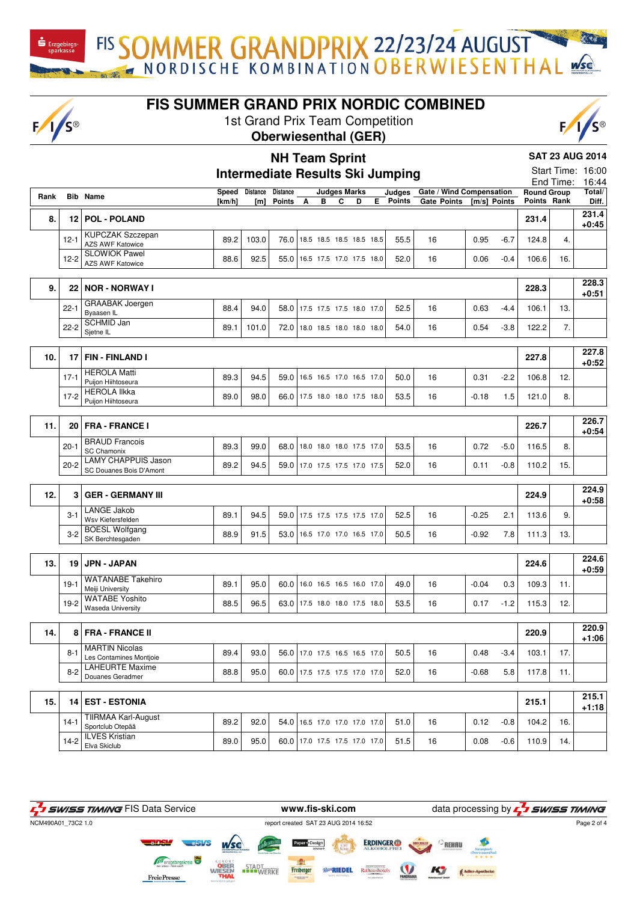# FIS SOMMER GRANDPRIX 22/23/24 AUGUST
## NORDISCHE KOMBINATION OBERWIESENTHAL

# FIS SUMMER GRAND PRIX NORDIC COMBINED

1st Grand Prix Team Competition

**Oberwiesenthal (GER)**

## NH Team Sprint
## Intermediate Results Ski Jumping

**SAT 23 AUG 2014**

Start Time: 16:00
End Time: 16:44

| Rank | Bib | Name | Speed [km/h] | Distance [m] | Distance Points | Judges Marks A | B | C | D | E | Judges Points | Gate | Gate Points | Wind [m/s] | Wind Points | Round Points | Group Rank | Total/ Diff. |
|---|---|---|---|---|---|---|---|---|---|---|---|---|---|---|---|---|---|---|
| 8. | 12 | **POL - POLAND** | | | | | | | | | | | | | | 231.4 | | 231.4 +0:45 |
| | 12-1 | KUPCZAK Szczepan<br>AZS AWF Katowice | 89.2 | 103.0 | 76.0 | 18.5 | 18.5 | 18.5 | 18.5 | 18.5 | 55.5 | 16 | | 0.95 | -6.7 | 124.8 | 4. | |
| | 12-2 | SLOWIOK Pawel<br>AZS AWF Katowice | 88.6 | 92.5 | 55.0 | 16.5 | 17.5 | 17.0 | 17.5 | 18.0 | 52.0 | 16 | | 0.06 | -0.4 | 106.6 | 16. | |
| 9. | 22 | **NOR - NORWAY I** | | | | | | | | | | | | | | 228.3 | | 228.3 +0:51 |
| | 22-1 | GRAABAK Joergen<br>Byaasen IL | 88.4 | 94.0 | 58.0 | 17.5 | 17.5 | 17.5 | 18.0 | 17.0 | 52.5 | 16 | | 0.63 | -4.4 | 106.1 | 13. | |
| | 22-2 | SCHMID Jan<br>Sjetne IL | 89.1 | 101.0 | 72.0 | 18.0 | 18.5 | 18.0 | 18.0 | 18.0 | 54.0 | 16 | | 0.54 | -3.8 | 122.2 | 7. | |
| 10. | 17 | **FIN - FINLAND I** | | | | | | | | | | | | | | 227.8 | | 227.8 +0:52 |
| | 17-1 | HEROLA Matti<br>Puijon Hiihtoseura | 89.3 | 94.5 | 59.0 | 16.5 | 16.5 | 17.0 | 16.5 | 17.0 | 50.0 | 16 | | 0.31 | -2.2 | 106.8 | 12. | |
| | 17-2 | HEROLA Ilkka<br>Puijon Hiihtoseura | 89.0 | 98.0 | 66.0 | 17.5 | 18.0 | 18.0 | 17.5 | 18.0 | 53.5 | 16 | | -0.18 | 1.5 | 121.0 | 8. | |
| 11. | 20 | **FRA - FRANCE I** | | | | | | | | | | | | | | 226.7 | | 226.7 +0:54 |
| | 20-1 | BRAUD Francois<br>SC Chamonix | 89.3 | 99.0 | 68.0 | 18.0 | 18.0 | 18.0 | 17.5 | 17.0 | 53.5 | 16 | | 0.72 | -5.0 | 116.5 | 8. | |
| | 20-2 | LAMY CHAPPUIS Jason<br>SC Douanes Bois D'Amont | 89.2 | 94.5 | 59.0 | 17.0 | 17.5 | 17.5 | 17.0 | 17.5 | 52.0 | 16 | | 0.11 | -0.8 | 110.2 | 15. | |
| 12. | 3 | **GER - GERMANY III** | | | | | | | | | | | | | | 224.9 | | 224.9 +0:58 |
| | 3-1 | LANGE Jakob<br>Wsv Kiefersfelden | 89.1 | 94.5 | 59.0 | 17.5 | 17.5 | 17.5 | 17.5 | 17.0 | 52.5 | 16 | | -0.25 | 2.1 | 113.6 | 9. | |
| | 3-2 | BOESL Wolfgang<br>SK Berchtesgaden | 88.9 | 91.5 | 53.0 | 16.5 | 17.0 | 17.0 | 16.5 | 17.0 | 50.5 | 16 | | -0.92 | 7.8 | 111.3 | 13. | |
| 13. | 19 | **JPN - JAPAN** | | | | | | | | | | | | | | 224.6 | | 224.6 +0:59 |
| | 19-1 | WATANABE Takehiro<br>Meiji University | 89.1 | 95.0 | 60.0 | 16.0 | 16.5 | 16.5 | 16.0 | 17.0 | 49.0 | 16 | | -0.04 | 0.3 | 109.3 | 11. | |
| | 19-2 | WATABE Yoshito<br>Waseda University | 88.5 | 96.5 | 63.0 | 17.5 | 18.0 | 18.0 | 17.5 | 18.0 | 53.5 | 16 | | 0.17 | -1.2 | 115.3 | 12. | |
| 14. | 8 | **FRA - FRANCE II** | | | | | | | | | | | | | | 220.9 | | 220.9 +1:06 |
| | 8-1 | MARTIN Nicolas<br>Les Contamines Montjoie | 89.4 | 93.0 | 56.0 | 17.0 | 17.5 | 16.5 | 16.5 | 17.0 | 50.5 | 16 | | 0.48 | -3.4 | 103.1 | 17. | |
| | 8-2 | LAHEURTE Maxime<br>Douanes Geradmer | 88.8 | 95.0 | 60.0 | 17.5 | 17.5 | 17.5 | 17.0 | 17.0 | 52.0 | 16 | | -0.68 | 5.8 | 117.8 | 11. | |
| 15. | 14 | **EST - ESTONIA** | | | | | | | | | | | | | | 215.1 | | 215.1 +1:18 |
| | 14-1 | TIIRMAA Karl-August<br>Sportclub Otepää | 89.2 | 92.0 | 54.0 | 16.5 | 17.0 | 17.0 | 17.0 | 17.0 | 51.0 | 16 | | 0.12 | -0.8 | 104.2 | 16. | |
| | 14-2 | ILVES Kristian<br>Elva Skiclub | 89.0 | 95.0 | 60.0 | 17.0 | 17.5 | 17.5 | 17.0 | 17.0 | 51.5 | 16 | | 0.08 | -0.6 | 110.9 | 14. | |

SWISS TIMING FIS Data Service — www.fis-ski.com — data processing by SWISS TIMING

NCM490A01_73C2 1.0 — report created SAT 23 AUG 2014 16:52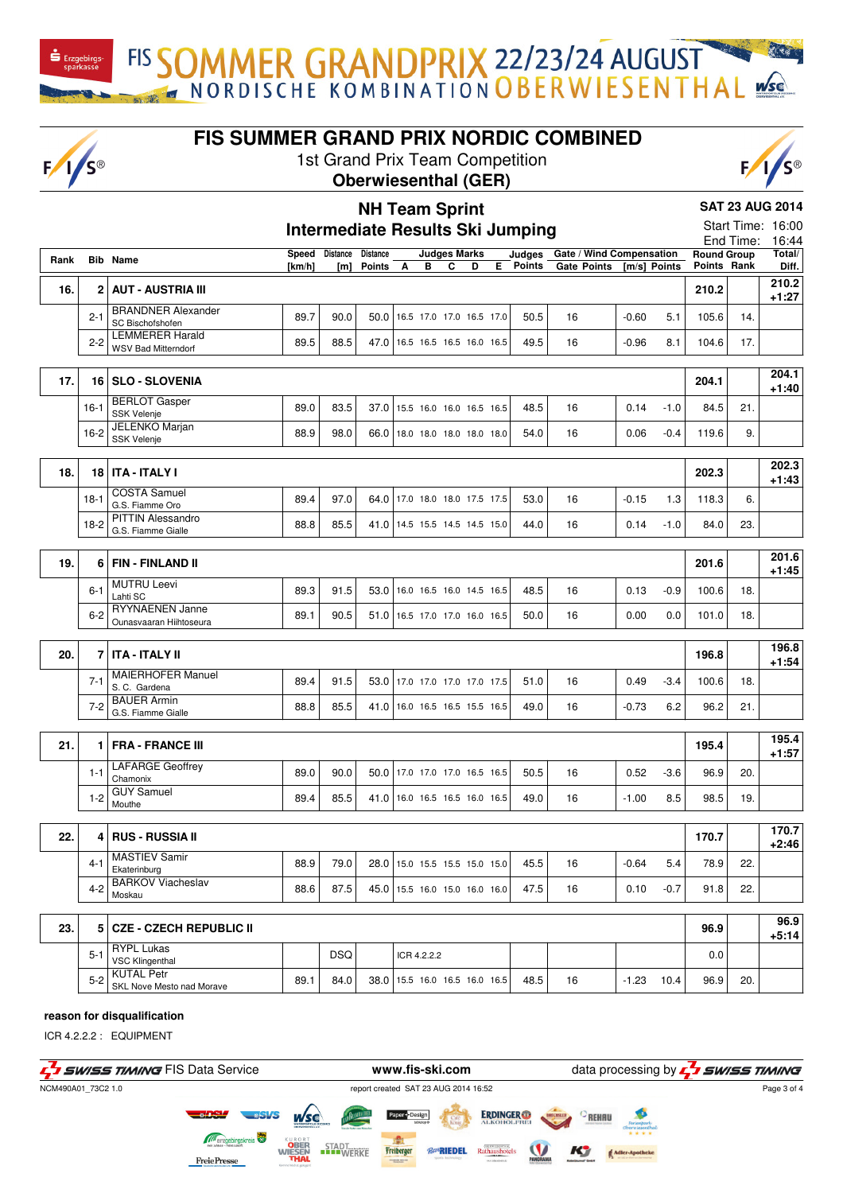# FIS SUMMER GRAND PRIX NORDIC COMBINED

1st Grand Prix Team Competition

**Oberwiesenthal (GER)**

## NH Team Sprint
## Intermediate Results Ski Jumping

**SAT 23 AUG 2014**

Start Time: 16:00

End Time: 16:44

| Rank | Bib | Name | Speed [km/h] | Distance [m] | Distance Points | Judges Marks A | B | C | D | E | Judges Points | Gate | Gate Points | Wind [m/s] | Wind Points | Round Group Points | Rank | Total/ Diff. |
|---|---|---|---|---|---|---|---|---|---|---|---|---|---|---|---|---|---|---|
| 16. | 2 | **AUT - AUSTRIA III** | | | | | | | | | | | | | | 210.2 | | 210.2 +1:27 |
| | 2-1 | BRANDNER Alexander SC Bischofshofen | 89.7 | 90.0 | 50.0 | 16.5 | 17.0 | 17.0 | 16.5 | 17.0 | 50.5 | 16 | | -0.60 | 5.1 | 105.6 | 14. | |
| | 2-2 | LEMMERER Harald WSV Bad Mitterndorf | 89.5 | 88.5 | 47.0 | 16.5 | 16.5 | 16.5 | 16.0 | 16.5 | 49.5 | 16 | | -0.96 | 8.1 | 104.6 | 17. | |
| 17. | 16 | **SLO - SLOVENIA** | | | | | | | | | | | | | | 204.1 | | 204.1 +1:40 |
| | 16-1 | BERLOT Gasper SSK Velenje | 89.0 | 83.5 | 37.0 | 15.5 | 16.0 | 16.0 | 16.5 | 16.5 | 48.5 | 16 | | 0.14 | -1.0 | 84.5 | 21. | |
| | 16-2 | JELENKO Marjan SSK Velenje | 88.9 | 98.0 | 66.0 | 18.0 | 18.0 | 18.0 | 18.0 | 18.0 | 54.0 | 16 | | 0.06 | -0.4 | 119.6 | 9. | |
| 18. | 18 | **ITA - ITALY I** | | | | | | | | | | | | | | 202.3 | | 202.3 +1:43 |
| | 18-1 | COSTA Samuel G.S. Fiamme Oro | 89.4 | 97.0 | 64.0 | 17.0 | 18.0 | 18.0 | 17.5 | 17.5 | 53.0 | 16 | | -0.15 | 1.3 | 118.3 | 6. | |
| | 18-2 | PITTIN Alessandro G.S. Fiamme Gialle | 88.8 | 85.5 | 41.0 | 14.5 | 15.5 | 14.5 | 14.5 | 15.0 | 44.0 | 16 | | 0.14 | -1.0 | 84.0 | 23. | |
| 19. | 6 | **FIN - FINLAND II** | | | | | | | | | | | | | | 201.6 | | 201.6 +1:45 |
| | 6-1 | MUTRU Leevi Lahti SC | 89.3 | 91.5 | 53.0 | 16.0 | 16.5 | 16.0 | 14.5 | 16.5 | 48.5 | 16 | | 0.13 | -0.9 | 100.6 | 18. | |
| | 6-2 | RYYNAENEN Janne Ounasvaaran Hiihtoseura | 89.1 | 90.5 | 51.0 | 16.5 | 17.0 | 17.0 | 16.0 | 16.5 | 50.0 | 16 | | 0.00 | 0.0 | 101.0 | 18. | |
| 20. | 7 | **ITA - ITALY II** | | | | | | | | | | | | | | 196.8 | | 196.8 +1:54 |
| | 7-1 | MAIERHOFER Manuel S. C. Gardena | 89.4 | 91.5 | 53.0 | 17.0 | 17.0 | 17.0 | 17.0 | 17.5 | 51.0 | 16 | | 0.49 | -3.4 | 100.6 | 18. | |
| | 7-2 | BAUER Armin G.S. Fiamme Gialle | 88.8 | 85.5 | 41.0 | 16.0 | 16.5 | 16.5 | 15.5 | 16.5 | 49.0 | 16 | | -0.73 | 6.2 | 96.2 | 21. | |
| 21. | 1 | **FRA - FRANCE III** | | | | | | | | | | | | | | 195.4 | | 195.4 +1:57 |
| | 1-1 | LAFARGE Geoffrey Chamonix | 89.0 | 90.0 | 50.0 | 17.0 | 17.0 | 17.0 | 16.5 | 16.5 | 50.5 | 16 | | 0.52 | -3.6 | 96.9 | 20. | |
| | 1-2 | GUY Samuel Mouthe | 89.4 | 85.5 | 41.0 | 16.0 | 16.5 | 16.5 | 16.0 | 16.5 | 49.0 | 16 | | -1.00 | 8.5 | 98.5 | 19. | |
| 22. | 4 | **RUS - RUSSIA II** | | | | | | | | | | | | | | 170.7 | | 170.7 +2:46 |
| | 4-1 | MASTIEV Samir Ekaterinburg | 88.9 | 79.0 | 28.0 | 15.0 | 15.5 | 15.5 | 15.0 | 15.0 | 45.5 | 16 | | -0.64 | 5.4 | 78.9 | 22. | |
| | 4-2 | BARKOV Viacheslav Moskau | 88.6 | 87.5 | 45.0 | 15.5 | 16.0 | 15.0 | 16.0 | 16.0 | 47.5 | 16 | | 0.10 | -0.7 | 91.8 | 22. | |
| 23. | 5 | **CZE - CZECH REPUBLIC II** | | | | | | | | | | | | | | 96.9 | | 96.9 +5:14 |
| | 5-1 | RYPL Lukas VSC Klingenthal | | DSQ | | ICR 4.2.2.2 | | | | | | | | | | 0.0 | | |
| | 5-2 | KUTAL Petr SKL Nove Mesto nad Morave | 89.1 | 84.0 | 38.0 | 15.5 | 16.0 | 16.5 | 16.0 | 16.5 | 48.5 | 16 | | -1.23 | 10.4 | 96.9 | 20. | |

**reason for disqualification**

ICR 4.2.2.2 : EQUIPMENT

SWISS TIMING FIS Data Service | www.fis-ski.com | data processing by SWISS TIMING

NCM490A01_73C2 1.0 | report created SAT 23 AUG 2014 16:52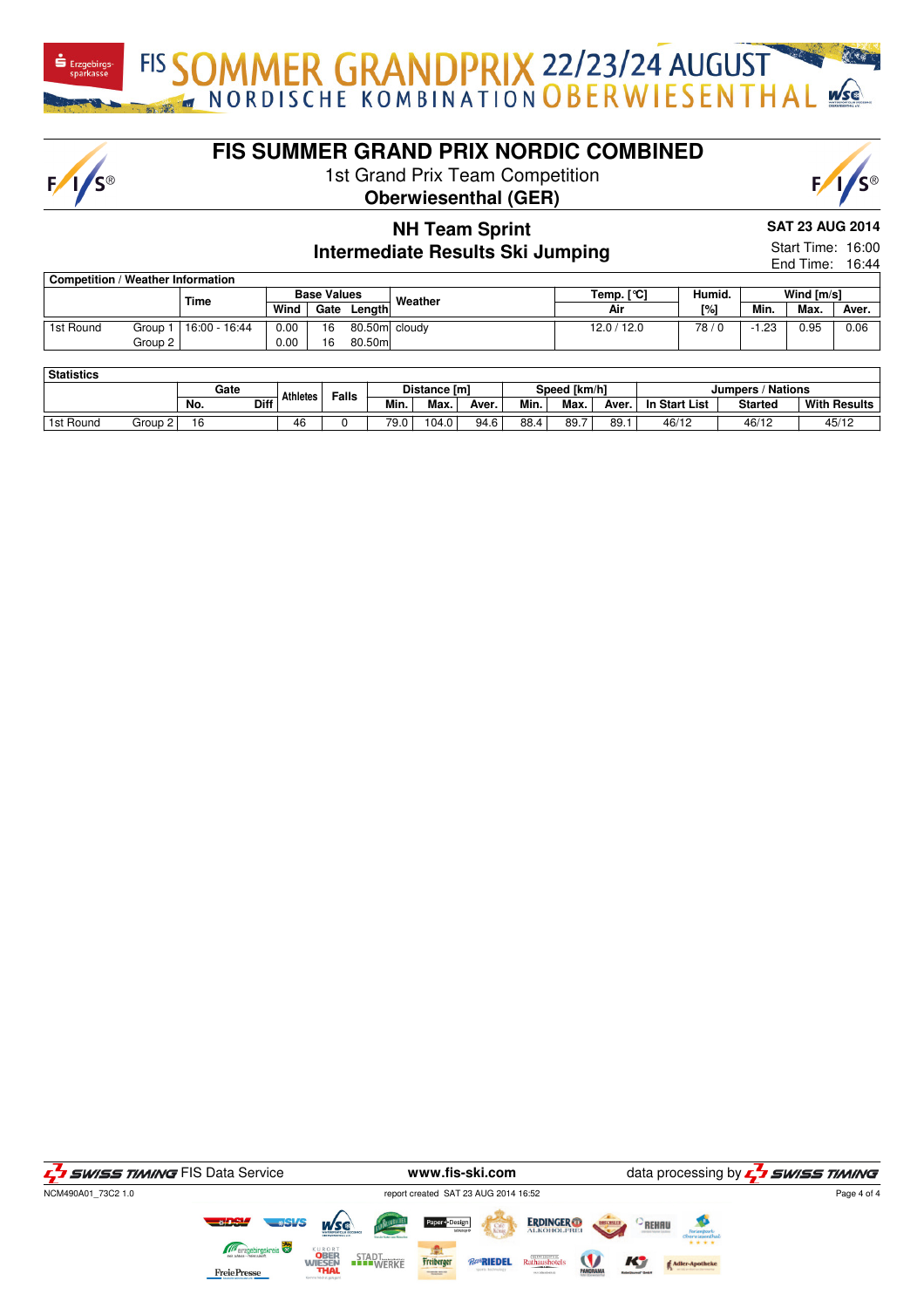# FIS SUMMER GRAND PRIX NORDIC COMBINED

1st Grand Prix Team Competition

**Oberwiesenthal (GER)**

## NH Team Sprint

## Intermediate Results Ski Jumping

**SAT 23 AUG 2014**

Start Time: 16:00

End Time: 16:44

**Competition / Weather Information**

| | | Time | Base Values | | | Weather | Temp. [°C] | Humid. | Wind [m/s] | | |
|---|---|---|---|---|---|---|---|---|---|---|---|
| | | | Wind | Gate | Length | | Air | [%] | Min. | Max. | Aver. |
| 1st Round | Group 1 | 16:00 - 16:44 | 0.00 | 16 | 80.50m | cloudy | 12.0 / 12.0 | 78 / 0 | -1.23 | 0.95 | 0.06 |
| | Group 2 | | 0.00 | 16 | 80.50m | | | | | | |

**Statistics**

| | | Gate | | Athletes | Falls | Distance [m] | | | Speed [km/h] | | | Jumpers / Nations | | |
|---|---|---|---|---|---|---|---|---|---|---|---|---|---|---|
| | | No. | Diff | | | Min. | Max. | Aver. | Min. | Max. | Aver. | In Start List | Started | With Results |
| 1st Round | Group 2 | 16 | | 46 | 0 | 79.0 | 104.0 | 94.6 | 88.4 | 89.7 | 89.1 | 46/12 | 46/12 | 45/12 |